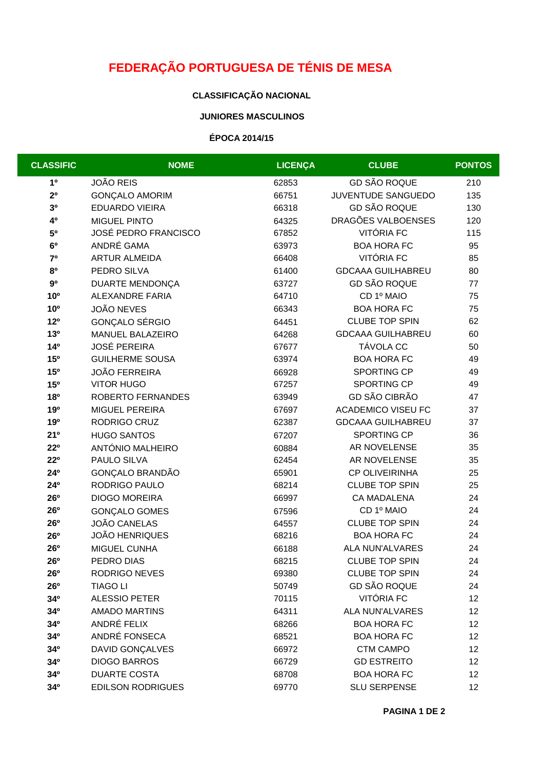# FEDERAÇÃO PORTUGUESA DE TÉNIS DE MESA

### CLASSIFICAÇÃO NACIONAL

### JUNIORES MASCULINOS

### ÉPOCA 2014/15

| CLASSIFIC | NOME | LICENÇA | CLUBE | PONTOS |
|---|---|---|---|---|
| **1º** | JOÃO REIS | 62853 | GD SÃO ROQUE | 210 |
| **2º** | GONÇALO AMORIM | 66751 | JUVENTUDE SANGUEDO | 135 |
| **3º** | EDUARDO VIEIRA | 66318 | GD SÃO ROQUE | 130 |
| **4º** | MIGUEL PINTO | 64325 | DRAGÕES VALBOENSES | 120 |
| **5º** | JOSÉ PEDRO FRANCISCO | 67852 | VITÓRIA FC | 115 |
| **6º** | ANDRÉ GAMA | 63973 | BOA HORA FC | 95 |
| **7º** | ARTUR ALMEIDA | 66408 | VITÓRIA FC | 85 |
| **8º** | PEDRO SILVA | 61400 | GDCAAA GUILHABREU | 80 |
| **9º** | DUARTE MENDONÇA | 63727 | GD SÃO ROQUE | 77 |
| **10º** | ALEXANDRE FARIA | 64710 | CD 1º MAIO | 75 |
| **10º** | JOÃO NEVES | 66343 | BOA HORA FC | 75 |
| **12º** | GONÇALO SÉRGIO | 64451 | CLUBE TOP SPIN | 62 |
| **13º** | MANUEL BALAZEIRO | 64268 | GDCAAA GUILHABREU | 60 |
| **14º** | JOSÉ PEREIRA | 67677 | TÁVOLA CC | 50 |
| **15º** | GUILHERME SOUSA | 63974 | BOA HORA FC | 49 |
| **15º** | JOÃO FERREIRA | 66928 | SPORTING CP | 49 |
| **15º** | VITOR HUGO | 67257 | SPORTING CP | 49 |
| **18º** | ROBERTO FERNANDES | 63949 | GD SÃO CIBRÃO | 47 |
| **19º** | MIGUEL PEREIRA | 67697 | ACADEMICO VISEU FC | 37 |
| **19º** | RODRIGO CRUZ | 62387 | GDCAAA GUILHABREU | 37 |
| **21º** | HUGO SANTOS | 67207 | SPORTING CP | 36 |
| **22º** | ANTÓNIO MALHEIRO | 60884 | AR NOVELENSE | 35 |
| **22º** | PAULO SILVA | 62454 | AR NOVELENSE | 35 |
| **24º** | GONÇALO BRANDÃO | 65901 | CP OLIVEIRINHA | 25 |
| **24º** | RODRIGO PAULO | 68214 | CLUBE TOP SPIN | 25 |
| **26º** | DIOGO MOREIRA | 66997 | CA MADALENA | 24 |
| **26º** | GONÇALO GOMES | 67596 | CD 1º MAIO | 24 |
| **26º** | JOÃO CANELAS | 64557 | CLUBE TOP SPIN | 24 |
| **26º** | JOÃO HENRIQUES | 68216 | BOA HORA FC | 24 |
| **26º** | MIGUEL CUNHA | 66188 | ALA NUN'ALVARES | 24 |
| **26º** | PEDRO DIAS | 68215 | CLUBE TOP SPIN | 24 |
| **26º** | RODRIGO NEVES | 69380 | CLUBE TOP SPIN | 24 |
| **26º** | TIAGO LI | 50749 | GD SÃO ROQUE | 24 |
| **34º** | ALESSIO PETER | 70115 | VITÓRIA FC | 12 |
| **34º** | AMADO MARTINS | 64311 | ALA NUN'ALVARES | 12 |
| **34º** | ANDRÉ FELIX | 68266 | BOA HORA FC | 12 |
| **34º** | ANDRÉ FONSECA | 68521 | BOA HORA FC | 12 |
| **34º** | DAVID GONÇALVES | 66972 | CTM CAMPO | 12 |
| **34º** | DIOGO BARROS | 66729 | GD ESTREITO | 12 |
| **34º** | DUARTE COSTA | 68708 | BOA HORA FC | 12 |
| **34º** | EDILSON RODRIGUES | 69770 | SLU SERPENSE | 12 |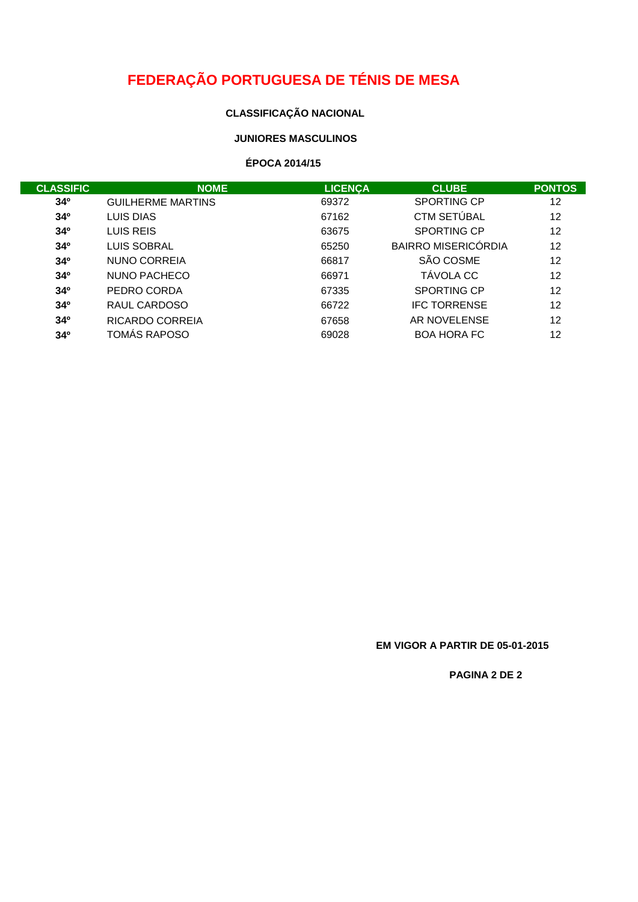# FEDERAÇÃO PORTUGUESA DE TÉNIS DE MESA

**CLASSIFICAÇÃO NACIONAL**

**JUNIORES MASCULINOS**

**ÉPOCA 2014/15**

| CLASSIFIC | NOME | LICENÇA | CLUBE | PONTOS |
|---|---|---|---|---|
| **34º** | GUILHERME MARTINS | 69372 | SPORTING CP | 12 |
| **34º** | LUIS DIAS | 67162 | CTM SETÚBAL | 12 |
| **34º** | LUIS REIS | 63675 | SPORTING CP | 12 |
| **34º** | LUIS SOBRAL | 65250 | BAIRRO MISERICÓRDIA | 12 |
| **34º** | NUNO CORREIA | 66817 | SÃO COSME | 12 |
| **34º** | NUNO PACHECO | 66971 | TÁVOLA CC | 12 |
| **34º** | PEDRO CORDA | 67335 | SPORTING CP | 12 |
| **34º** | RAUL CARDOSO | 66722 | IFC TORRENSE | 12 |
| **34º** | RICARDO CORREIA | 67658 | AR NOVELENSE | 12 |
| **34º** | TOMÁS RAPOSO | 69028 | BOA HORA FC | 12 |

**EM VIGOR A PARTIR DE 05-01-2015**